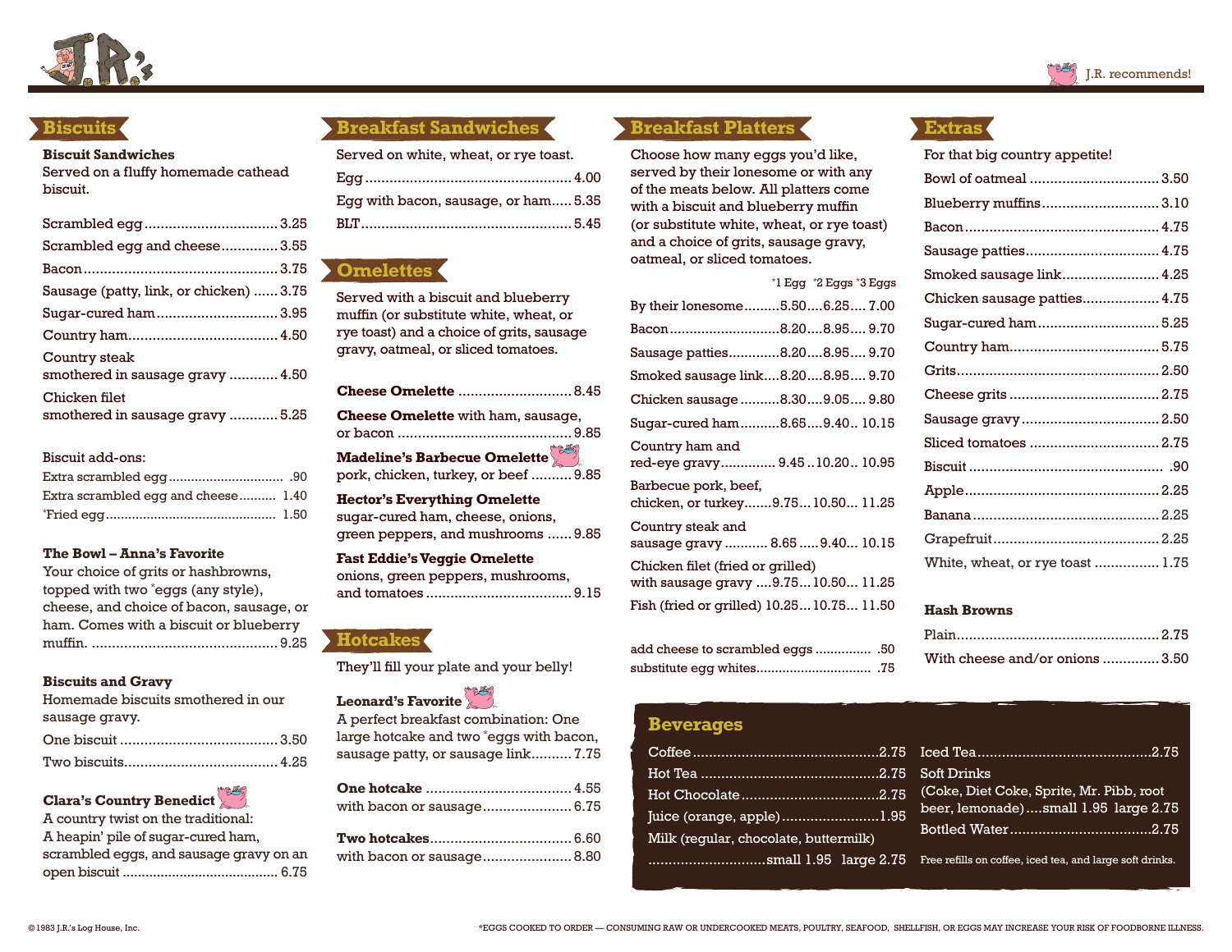# J.R.'s

J.R. recommends!

## Biscuits

**Biscuit Sandwiches**
Served on a fluffy homemade cathead biscuit.

- Scrambled egg ........ 3.25
- Scrambled egg and cheese ........ 3.55
- Bacon ........ 3.75
- Sausage (patty, link, or chicken) ........ 3.75
- Sugar-cured ham ........ 3.95
- Country ham ........ 4.50
- Country steak smothered in sausage gravy ........ 4.50
- Chicken filet smothered in sausage gravy ........ 5.25

Biscuit add-ons:

- Extra scrambled egg ........ .90
- Extra scrambled egg and cheese ........ 1.40
- *Fried egg ........ 1.50

**The Bowl – Anna's Favorite**
Your choice of grits or hashbrowns, topped with two *eggs (any style), cheese, and choice of bacon, sausage, or ham. Comes with a biscuit or blueberry muffin. ........ 9.25

**Biscuits and Gravy**
Homemade biscuits smothered in our sausage gravy.

- One biscuit ........ 3.50
- Two biscuits ........ 4.25

**Clara's Country Benedict** (J.R. recommends!)
A country twist on the traditional: A heapin' pile of sugar-cured ham, scrambled eggs, and sausage gravy on an open biscuit ........ 6.75

## Breakfast Sandwiches

Served on white, wheat, or rye toast.

- Egg ........ 4.00
- Egg with bacon, sausage, or ham ........ 5.35
- BLT ........ 5.45

## Omelettes

Served with a biscuit and blueberry muffin (or substitute white, wheat, or rye toast) and a choice of grits, sausage gravy, oatmeal, or sliced tomatoes.

**Cheese Omelette** ........ 8.45

**Cheese Omelette** with ham, sausage, or bacon ........ 9.85

**Madeline's Barbecue Omelette** (J.R. recommends!)
pork, chicken, turkey, or beef ........ 9.85

**Hector's Everything Omelette**
sugar-cured ham, cheese, onions, green peppers, and mushrooms ........ 9.85

**Fast Eddie's Veggie Omelette**
onions, green peppers, mushrooms, and tomatoes ........ 9.15

## Hotcakes

They'll fill your plate and your belly!

**Leonard's Favorite** (J.R. recommends!)
A perfect breakfast combination: One large hotcake and two *eggs with bacon, sausage patty, or sausage link ........ 7.75

**One hotcake** ........ 4.55
with bacon or sausage ........ 6.75

**Two hotcakes** ........ 6.60
with bacon or sausage ........ 8.80

## Breakfast Platters

Choose how many eggs you'd like, served by their lonesome or with any of the meats below. All platters come with a biscuit and blueberry muffin (or substitute white, wheat, or rye toast) and a choice of grits, sausage gravy, oatmeal, or sliced tomatoes.

| | *1 Egg | *2 Eggs | *3 Eggs |
| --- | --- | --- | --- |
| By their lonesome | 5.50 | 6.25 | 7.00 |
| Bacon | 8.20 | 8.95 | 9.70 |
| Sausage patties | 8.20 | 8.95 | 9.70 |
| Smoked sausage link | 8.20 | 8.95 | 9.70 |
| Chicken sausage | 8.30 | 9.05 | 9.80 |
| Sugar-cured ham | 8.65 | 9.40 | 10.15 |
| Country ham and red-eye gravy | 9.45 | 10.20 | 10.95 |
| Barbecue pork, beef, chicken, or turkey | 9.75 | 10.50 | 11.25 |
| Country steak and sausage gravy | 8.65 | 9.40 | 10.15 |
| Chicken filet (fried or grilled) with sausage gravy | 9.75 | 10.50 | 11.25 |
| Fish (fried or grilled) | 10.25 | 10.75 | 11.50 |

- add cheese to scrambled eggs ........ .50
- substitute egg whites ........ .75

## Extras

For that big country appetite!

- Bowl of oatmeal ........ 3.50
- Blueberry muffins ........ 3.10
- Bacon ........ 4.75
- Sausage patties ........ 4.75
- Smoked sausage link ........ 4.25
- Chicken sausage patties ........ 4.75
- Sugar-cured ham ........ 5.25
- Country ham ........ 5.75
- Grits ........ 2.50
- Cheese grits ........ 2.75
- Sausage gravy ........ 2.50
- Sliced tomatoes ........ 2.75
- Biscuit ........ .90
- Apple ........ 2.25
- Banana ........ 2.25
- Grapefruit ........ 2.25
- White, wheat, or rye toast ........ 1.75

**Hash Browns**

- Plain ........ 2.75
- With cheese and/or onions ........ 3.50

## Beverages

- Coffee ........ 2.75
- Hot Tea ........ 2.75
- Hot Chocolate ........ 2.75
- Juice (orange, apple) ........ 1.95
- Milk (regular, chocolate, buttermilk) ........ small 1.95 large 2.75
- Iced Tea ........ 2.75
- Soft Drinks (Coke, Diet Coke, Sprite, Mr. Pibb, root beer, lemonade) ........ small 1.95 large 2.75
- Bottled Water ........ 2.75

Free refills on coffee, iced tea, and large soft drinks.

© 1983 J.R.'s Log House, Inc.

*EGGS COOKED TO ORDER — CONSUMING RAW OR UNDERCOOKED MEATS, POULTRY, SEAFOOD, SHELLFISH, OR EGGS MAY INCREASE YOUR RISK OF FOODBORNE ILLNESS.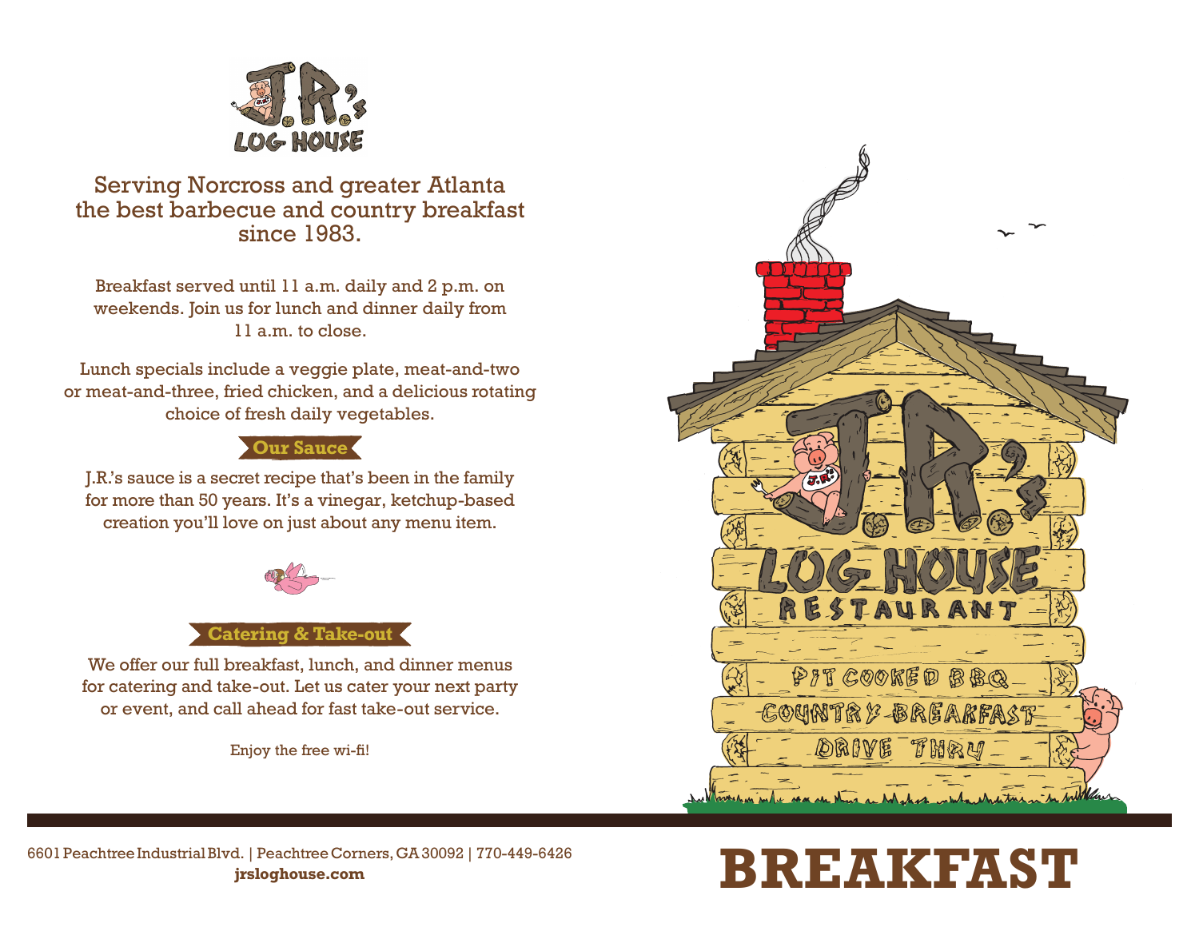J.R.'s Log House

Serving Norcross and greater Atlanta the best barbecue and country breakfast since 1983.

Breakfast served until 11 a.m. daily and 2 p.m. on weekends. Join us for lunch and dinner daily from 11 a.m. to close.

Lunch specials include a veggie plate, meat-and-two or meat-and-three, fried chicken, and a delicious rotating choice of fresh daily vegetables.

## Our Sauce

J.R.'s sauce is a secret recipe that's been in the family for more than 50 years. It's a vinegar, ketchup-based creation you'll love on just about any menu item.

## Catering & Take-out

We offer our full breakfast, lunch, and dinner menus for catering and take-out. Let us cater your next party or event, and call ahead for fast take-out service.

Enjoy the free wi-fi!

6601 Peachtree Industrial Blvd. | Peachtree Corners, GA 30092 | 770-449-6426
**jrsloghouse.com**

J.R.'s Log House Restaurant
Pit Cooked BBQ
Country Breakfast
Drive Thru

# BREAKFAST